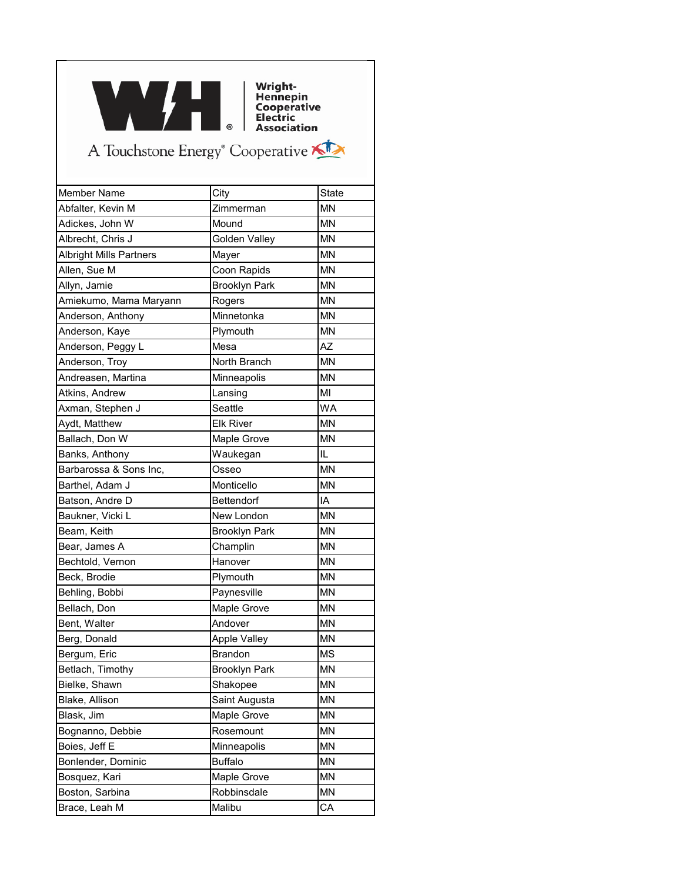**Wright-Hennepin Cooperative Electric Association**

A Touchstone Energy® Cooperative

| Member Name | City | State |
|---|---|---|
| Abfalter, Kevin M | Zimmerman | MN |
| Adickes, John W | Mound | MN |
| Albrecht, Chris J | Golden Valley | MN |
| Albright Mills Partners | Mayer | MN |
| Allen, Sue M | Coon Rapids | MN |
| Allyn, Jamie | Brooklyn Park | MN |
| Amiekumo, Mama Maryann | Rogers | MN |
| Anderson, Anthony | Minnetonka | MN |
| Anderson, Kaye | Plymouth | MN |
| Anderson, Peggy L | Mesa | AZ |
| Anderson, Troy | North Branch | MN |
| Andreasen, Martina | Minneapolis | MN |
| Atkins, Andrew | Lansing | MI |
| Axman, Stephen J | Seattle | WA |
| Aydt, Matthew | Elk River | MN |
| Ballach, Don W | Maple Grove | MN |
| Banks, Anthony | Waukegan | IL |
| Barbarossa & Sons Inc, | Osseo | MN |
| Barthel, Adam J | Monticello | MN |
| Batson, Andre D | Bettendorf | IA |
| Baukner, Vicki L | New London | MN |
| Beam, Keith | Brooklyn Park | MN |
| Bear, James A | Champlin | MN |
| Bechtold, Vernon | Hanover | MN |
| Beck, Brodie | Plymouth | MN |
| Behling, Bobbi | Paynesville | MN |
| Bellach, Don | Maple Grove | MN |
| Bent, Walter | Andover | MN |
| Berg, Donald | Apple Valley | MN |
| Bergum, Eric | Brandon | MS |
| Betlach, Timothy | Brooklyn Park | MN |
| Bielke, Shawn | Shakopee | MN |
| Blake, Allison | Saint Augusta | MN |
| Blask, Jim | Maple Grove | MN |
| Bognanno, Debbie | Rosemount | MN |
| Boies, Jeff E | Minneapolis | MN |
| Bonlender, Dominic | Buffalo | MN |
| Bosquez, Kari | Maple Grove | MN |
| Boston, Sarbina | Robbinsdale | MN |
| Brace, Leah M | Malibu | CA |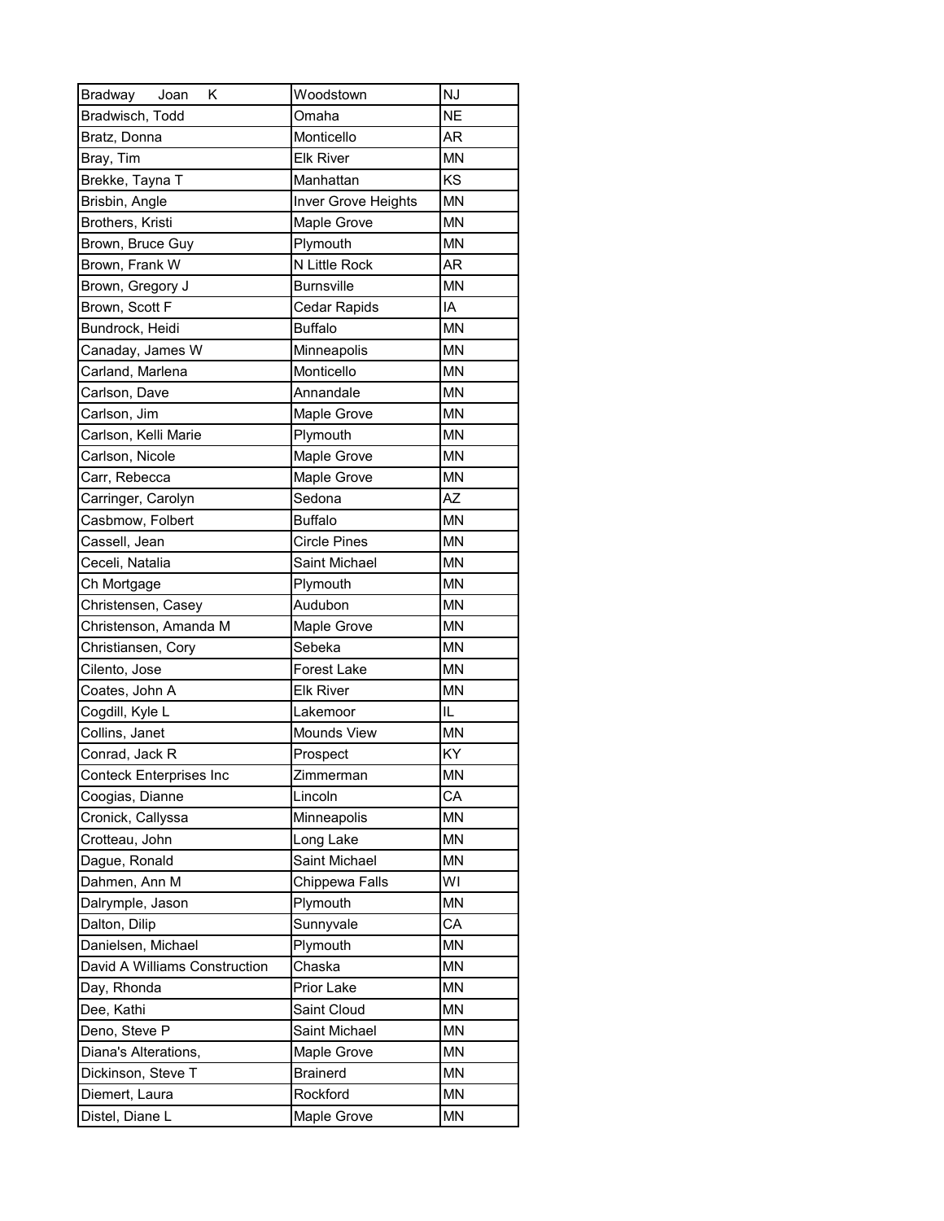| Bradway Joan K | Woodstown | NJ |
|---|---|---|
| Bradwisch, Todd | Omaha | NE |
| Bratz, Donna | Monticello | AR |
| Bray, Tim | Elk River | MN |
| Brekke, Tayna T | Manhattan | KS |
| Brisbin, Angle | Inver Grove Heights | MN |
| Brothers, Kristi | Maple Grove | MN |
| Brown, Bruce Guy | Plymouth | MN |
| Brown, Frank W | N Little Rock | AR |
| Brown, Gregory J | Burnsville | MN |
| Brown, Scott F | Cedar Rapids | IA |
| Bundrock, Heidi | Buffalo | MN |
| Canaday, James W | Minneapolis | MN |
| Carland, Marlena | Monticello | MN |
| Carlson, Dave | Annandale | MN |
| Carlson, Jim | Maple Grove | MN |
| Carlson, Kelli Marie | Plymouth | MN |
| Carlson, Nicole | Maple Grove | MN |
| Carr, Rebecca | Maple Grove | MN |
| Carringer, Carolyn | Sedona | AZ |
| Casbmow, Folbert | Buffalo | MN |
| Cassell, Jean | Circle Pines | MN |
| Ceceli, Natalia | Saint Michael | MN |
| Ch Mortgage | Plymouth | MN |
| Christensen, Casey | Audubon | MN |
| Christenson, Amanda M | Maple Grove | MN |
| Christiansen, Cory | Sebeka | MN |
| Cilento, Jose | Forest Lake | MN |
| Coates, John A | Elk River | MN |
| Cogdill, Kyle L | Lakemoor | IL |
| Collins, Janet | Mounds View | MN |
| Conrad, Jack R | Prospect | KY |
| Conteck Enterprises Inc | Zimmerman | MN |
| Coogias, Dianne | Lincoln | CA |
| Cronick, Callyssa | Minneapolis | MN |
| Crotteau, John | Long Lake | MN |
| Dague, Ronald | Saint Michael | MN |
| Dahmen, Ann M | Chippewa Falls | WI |
| Dalrymple, Jason | Plymouth | MN |
| Dalton, Dilip | Sunnyvale | CA |
| Danielsen, Michael | Plymouth | MN |
| David A Williams Construction | Chaska | MN |
| Day, Rhonda | Prior Lake | MN |
| Dee, Kathi | Saint Cloud | MN |
| Deno, Steve P | Saint Michael | MN |
| Diana's Alterations, | Maple Grove | MN |
| Dickinson, Steve T | Brainerd | MN |
| Diemert, Laura | Rockford | MN |
| Distel, Diane L | Maple Grove | MN |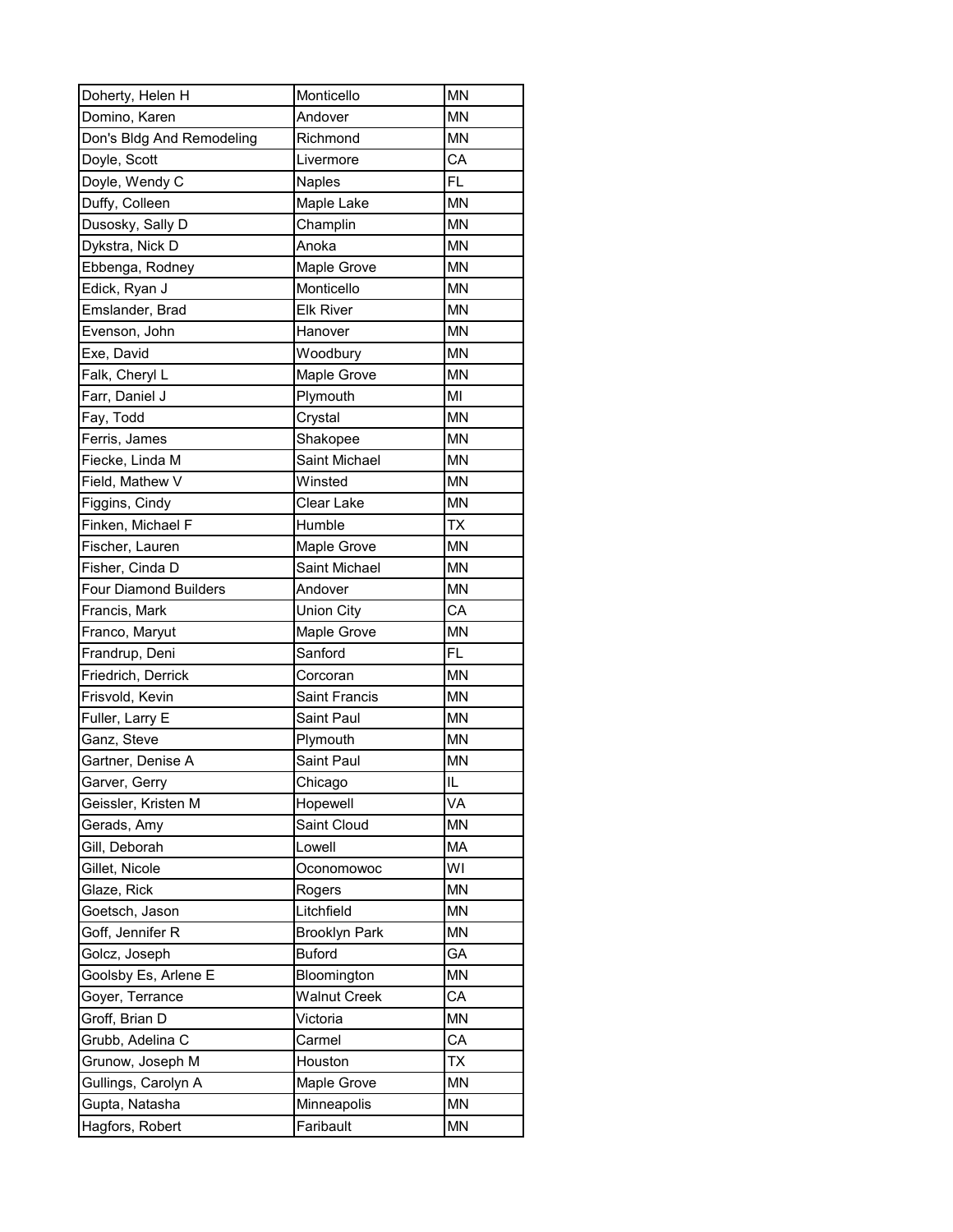| Doherty, Helen H | Monticello | MN |
|---|---|---|
| Domino, Karen | Andover | MN |
| Don's Bldg And Remodeling | Richmond | MN |
| Doyle, Scott | Livermore | CA |
| Doyle, Wendy C | Naples | FL |
| Duffy, Colleen | Maple Lake | MN |
| Dusosky, Sally D | Champlin | MN |
| Dykstra, Nick D | Anoka | MN |
| Ebbenga, Rodney | Maple Grove | MN |
| Edick, Ryan J | Monticello | MN |
| Emslander, Brad | Elk River | MN |
| Evenson, John | Hanover | MN |
| Exe, David | Woodbury | MN |
| Falk, Cheryl L | Maple Grove | MN |
| Farr, Daniel J | Plymouth | MI |
| Fay, Todd | Crystal | MN |
| Ferris, James | Shakopee | MN |
| Fiecke, Linda M | Saint Michael | MN |
| Field, Mathew V | Winsted | MN |
| Figgins, Cindy | Clear Lake | MN |
| Finken, Michael F | Humble | TX |
| Fischer, Lauren | Maple Grove | MN |
| Fisher, Cinda D | Saint Michael | MN |
| Four Diamond Builders | Andover | MN |
| Francis, Mark | Union City | CA |
| Franco, Maryut | Maple Grove | MN |
| Frandrup, Deni | Sanford | FL |
| Friedrich, Derrick | Corcoran | MN |
| Frisvold, Kevin | Saint Francis | MN |
| Fuller, Larry E | Saint Paul | MN |
| Ganz, Steve | Plymouth | MN |
| Gartner, Denise A | Saint Paul | MN |
| Garver, Gerry | Chicago | IL |
| Geissler, Kristen M | Hopewell | VA |
| Gerads, Amy | Saint Cloud | MN |
| Gill, Deborah | Lowell | MA |
| Gillet, Nicole | Oconomowoc | WI |
| Glaze, Rick | Rogers | MN |
| Goetsch, Jason | Litchfield | MN |
| Goff, Jennifer R | Brooklyn Park | MN |
| Golcz, Joseph | Buford | GA |
| Goolsby Es, Arlene E | Bloomington | MN |
| Goyer, Terrance | Walnut Creek | CA |
| Groff, Brian D | Victoria | MN |
| Grubb, Adelina C | Carmel | CA |
| Grunow, Joseph M | Houston | TX |
| Gullings, Carolyn A | Maple Grove | MN |
| Gupta, Natasha | Minneapolis | MN |
| Hagfors, Robert | Faribault | MN |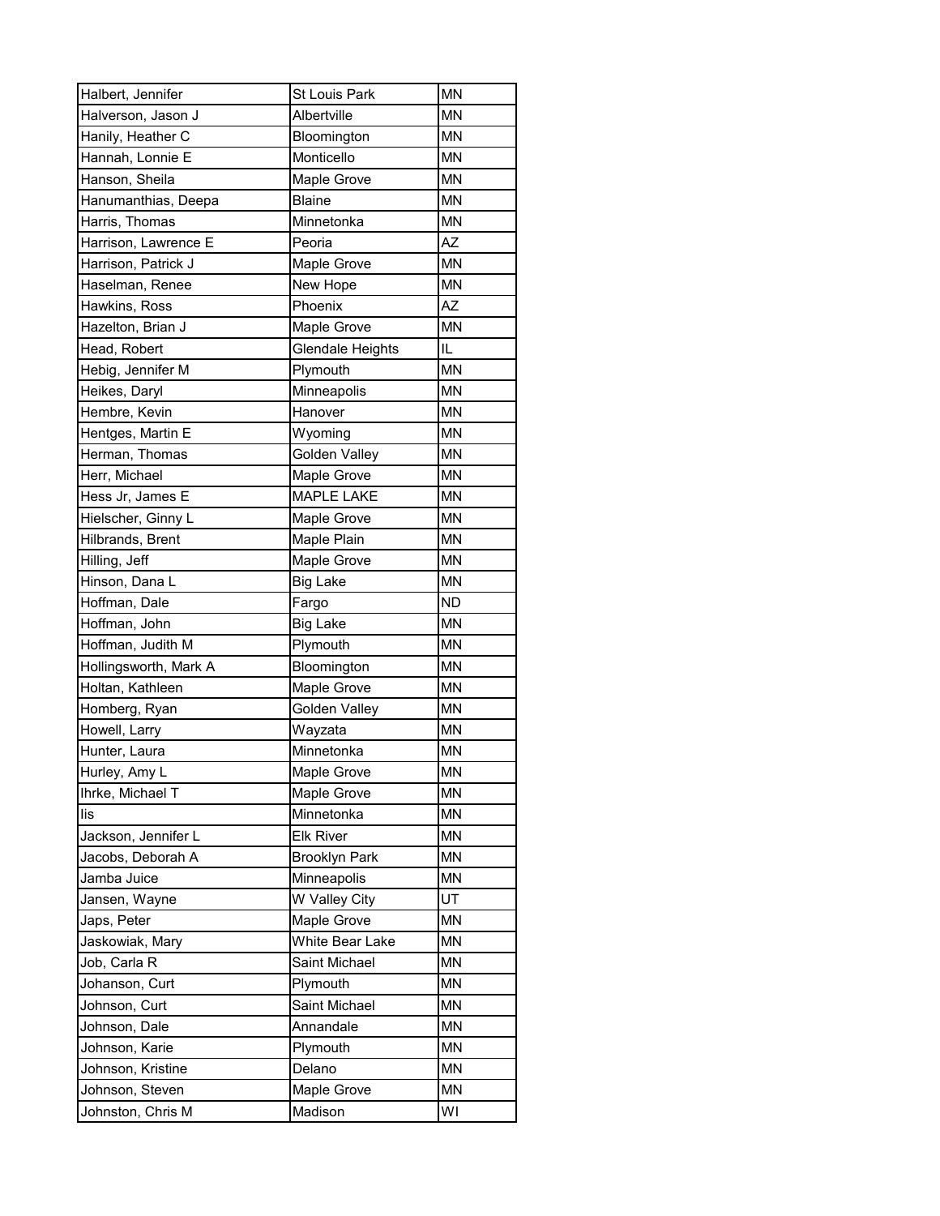| | | |
|---|---|---|
| Halbert, Jennifer | St Louis Park | MN |
| Halverson, Jason J | Albertville | MN |
| Hanily, Heather C | Bloomington | MN |
| Hannah, Lonnie E | Monticello | MN |
| Hanson, Sheila | Maple Grove | MN |
| Hanumanthias, Deepa | Blaine | MN |
| Harris, Thomas | Minnetonka | MN |
| Harrison, Lawrence E | Peoria | AZ |
| Harrison, Patrick J | Maple Grove | MN |
| Haselman, Renee | New Hope | MN |
| Hawkins, Ross | Phoenix | AZ |
| Hazelton, Brian J | Maple Grove | MN |
| Head, Robert | Glendale Heights | IL |
| Hebig, Jennifer M | Plymouth | MN |
| Heikes, Daryl | Minneapolis | MN |
| Hembre, Kevin | Hanover | MN |
| Hentges, Martin E | Wyoming | MN |
| Herman, Thomas | Golden Valley | MN |
| Herr, Michael | Maple Grove | MN |
| Hess Jr, James E | MAPLE LAKE | MN |
| Hielscher, Ginny L | Maple Grove | MN |
| Hilbrands, Brent | Maple Plain | MN |
| Hilling, Jeff | Maple Grove | MN |
| Hinson, Dana L | Big Lake | MN |
| Hoffman, Dale | Fargo | ND |
| Hoffman, John | Big Lake | MN |
| Hoffman, Judith M | Plymouth | MN |
| Hollingsworth, Mark A | Bloomington | MN |
| Holtan, Kathleen | Maple Grove | MN |
| Homberg, Ryan | Golden Valley | MN |
| Howell, Larry | Wayzata | MN |
| Hunter, Laura | Minnetonka | MN |
| Hurley, Amy L | Maple Grove | MN |
| Ihrke, Michael T | Maple Grove | MN |
| Iis | Minnetonka | MN |
| Jackson, Jennifer L | Elk River | MN |
| Jacobs, Deborah A | Brooklyn Park | MN |
| Jamba Juice | Minneapolis | MN |
| Jansen, Wayne | W Valley City | UT |
| Japs, Peter | Maple Grove | MN |
| Jaskowiak, Mary | White Bear Lake | MN |
| Job, Carla R | Saint Michael | MN |
| Johanson, Curt | Plymouth | MN |
| Johnson, Curt | Saint Michael | MN |
| Johnson, Dale | Annandale | MN |
| Johnson, Karie | Plymouth | MN |
| Johnson, Kristine | Delano | MN |
| Johnson, Steven | Maple Grove | MN |
| Johnston, Chris M | Madison | WI |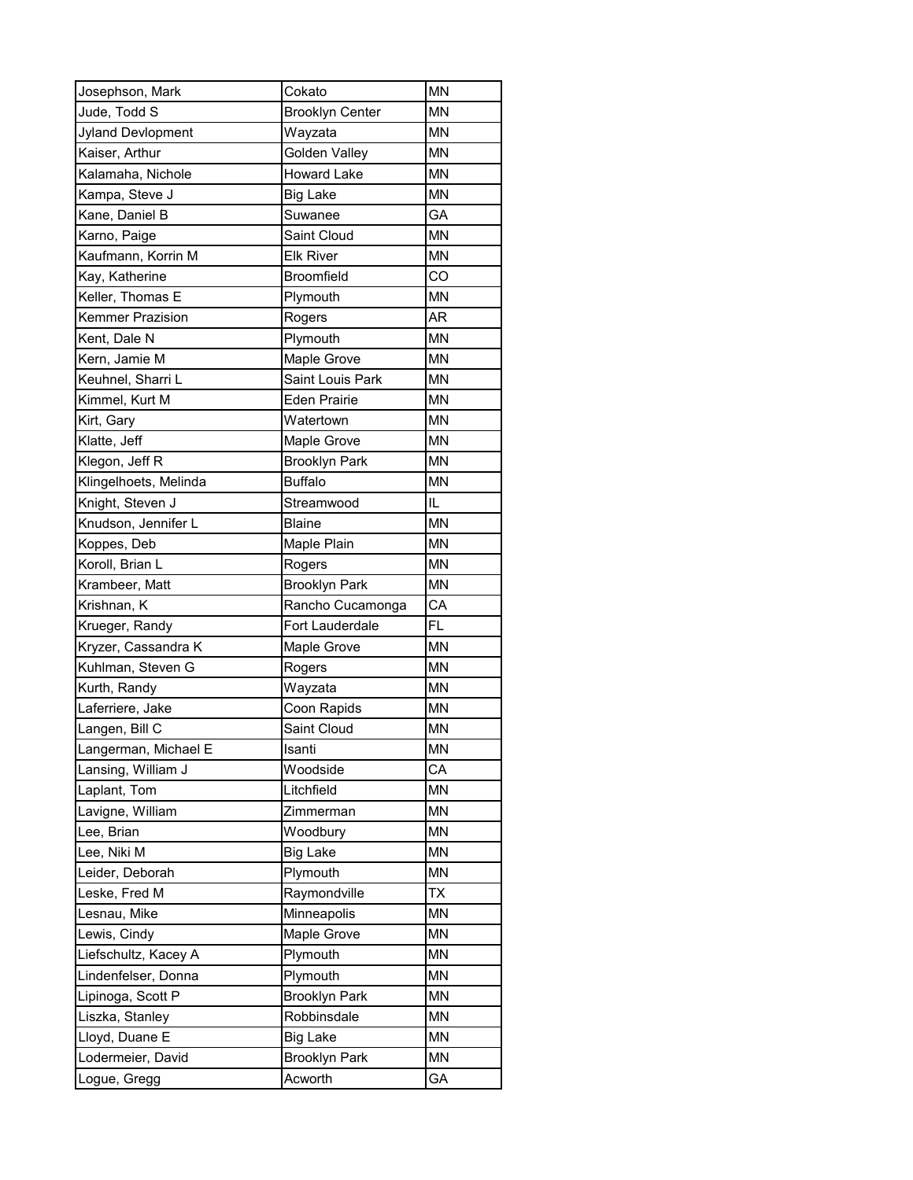| | | |
|---|---|---|
| Josephson, Mark | Cokato | MN |
| Jude, Todd S | Brooklyn Center | MN |
| Jyland Devlopment | Wayzata | MN |
| Kaiser, Arthur | Golden Valley | MN |
| Kalamaha, Nichole | Howard Lake | MN |
| Kampa, Steve J | Big Lake | MN |
| Kane, Daniel B | Suwanee | GA |
| Karno, Paige | Saint Cloud | MN |
| Kaufmann, Korrin M | Elk River | MN |
| Kay, Katherine | Broomfield | CO |
| Keller, Thomas E | Plymouth | MN |
| Kemmer Prazision | Rogers | AR |
| Kent, Dale N | Plymouth | MN |
| Kern, Jamie M | Maple Grove | MN |
| Keuhnel, Sharri L | Saint Louis Park | MN |
| Kimmel, Kurt M | Eden Prairie | MN |
| Kirt, Gary | Watertown | MN |
| Klatte, Jeff | Maple Grove | MN |
| Klegon, Jeff R | Brooklyn Park | MN |
| Klingelhoets, Melinda | Buffalo | MN |
| Knight, Steven J | Streamwood | IL |
| Knudson, Jennifer L | Blaine | MN |
| Koppes, Deb | Maple Plain | MN |
| Koroll, Brian L | Rogers | MN |
| Krambeer, Matt | Brooklyn Park | MN |
| Krishnan, K | Rancho Cucamonga | CA |
| Krueger, Randy | Fort Lauderdale | FL |
| Kryzer, Cassandra K | Maple Grove | MN |
| Kuhlman, Steven G | Rogers | MN |
| Kurth, Randy | Wayzata | MN |
| Laferriere, Jake | Coon Rapids | MN |
| Langen, Bill C | Saint Cloud | MN |
| Langerman, Michael E | Isanti | MN |
| Lansing, William J | Woodside | CA |
| Laplant, Tom | Litchfield | MN |
| Lavigne, William | Zimmerman | MN |
| Lee, Brian | Woodbury | MN |
| Lee, Niki M | Big Lake | MN |
| Leider, Deborah | Plymouth | MN |
| Leske, Fred M | Raymondville | TX |
| Lesnau, Mike | Minneapolis | MN |
| Lewis, Cindy | Maple Grove | MN |
| Liefschultz, Kacey A | Plymouth | MN |
| Lindenfelser, Donna | Plymouth | MN |
| Lipinoga, Scott P | Brooklyn Park | MN |
| Liszka, Stanley | Robbinsdale | MN |
| Lloyd, Duane E | Big Lake | MN |
| Lodermeier, David | Brooklyn Park | MN |
| Logue, Gregg | Acworth | GA |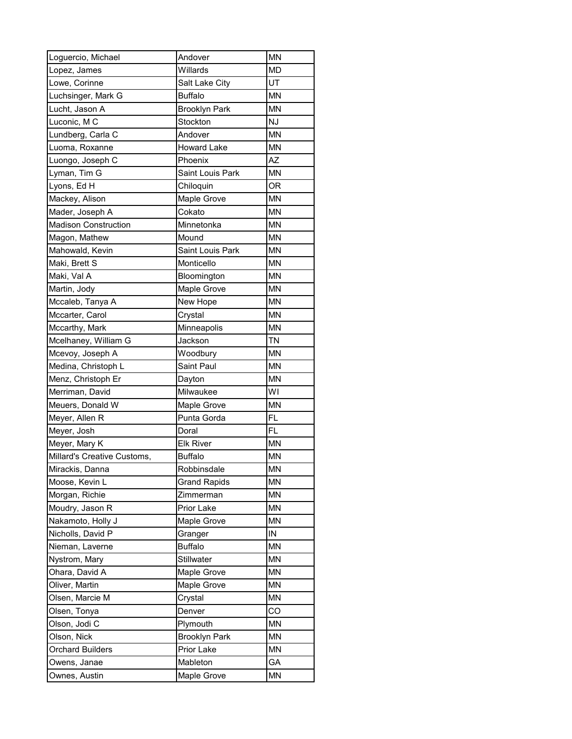| | | |
|---|---|---|
| Loguercio, Michael | Andover | MN |
| Lopez, James | Willards | MD |
| Lowe, Corinne | Salt Lake City | UT |
| Luchsinger, Mark G | Buffalo | MN |
| Lucht, Jason A | Brooklyn Park | MN |
| Luconic, M C | Stockton | NJ |
| Lundberg, Carla C | Andover | MN |
| Luoma, Roxanne | Howard Lake | MN |
| Luongo, Joseph C | Phoenix | AZ |
| Lyman, Tim G | Saint Louis Park | MN |
| Lyons, Ed H | Chiloquin | OR |
| Mackey, Alison | Maple Grove | MN |
| Mader, Joseph A | Cokato | MN |
| Madison Construction | Minnetonka | MN |
| Magon, Mathew | Mound | MN |
| Mahowald, Kevin | Saint Louis Park | MN |
| Maki, Brett S | Monticello | MN |
| Maki, Val A | Bloomington | MN |
| Martin, Jody | Maple Grove | MN |
| Mccaleb, Tanya A | New Hope | MN |
| Mccarter, Carol | Crystal | MN |
| Mccarthy, Mark | Minneapolis | MN |
| Mcelhaney, William G | Jackson | TN |
| Mcevoy, Joseph A | Woodbury | MN |
| Medina, Christoph L | Saint Paul | MN |
| Menz, Christoph Er | Dayton | MN |
| Merriman, David | Milwaukee | WI |
| Meuers, Donald W | Maple Grove | MN |
| Meyer, Allen R | Punta Gorda | FL |
| Meyer, Josh | Doral | FL |
| Meyer, Mary K | Elk River | MN |
| Millard's Creative Customs, | Buffalo | MN |
| Mirackis, Danna | Robbinsdale | MN |
| Moose, Kevin L | Grand Rapids | MN |
| Morgan, Richie | Zimmerman | MN |
| Moudry, Jason R | Prior Lake | MN |
| Nakamoto, Holly J | Maple Grove | MN |
| Nicholls, David P | Granger | IN |
| Nieman, Laverne | Buffalo | MN |
| Nystrom, Mary | Stillwater | MN |
| Ohara, David A | Maple Grove | MN |
| Oliver, Martin | Maple Grove | MN |
| Olsen, Marcie M | Crystal | MN |
| Olsen, Tonya | Denver | CO |
| Olson, Jodi C | Plymouth | MN |
| Olson, Nick | Brooklyn Park | MN |
| Orchard Builders | Prior Lake | MN |
| Owens, Janae | Mableton | GA |
| Ownes, Austin | Maple Grove | MN |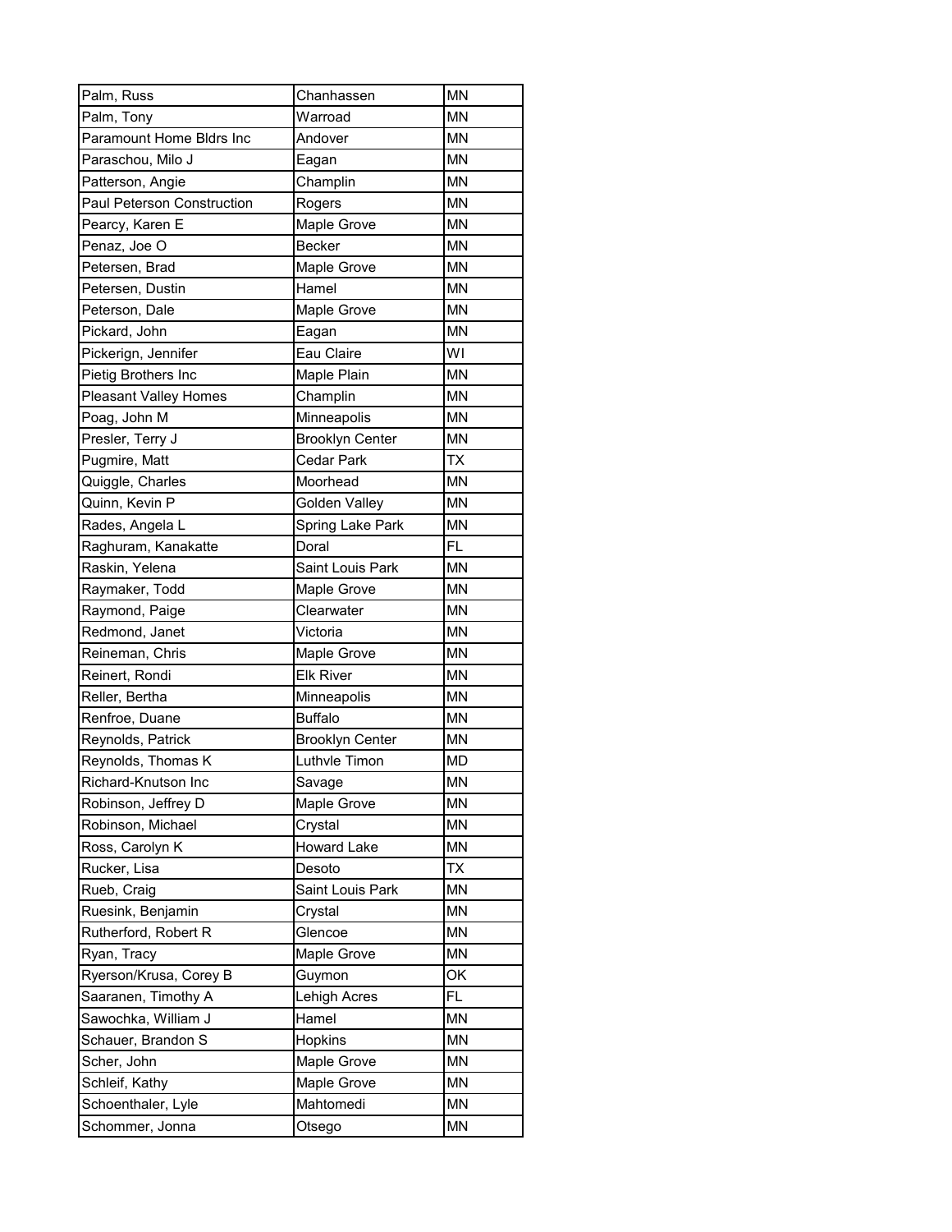| Palm, Russ | Chanhassen | MN |
|---|---|---|
| Palm, Tony | Warroad | MN |
| Paramount Home Bldrs Inc | Andover | MN |
| Paraschou, Milo J | Eagan | MN |
| Patterson, Angie | Champlin | MN |
| Paul Peterson Construction | Rogers | MN |
| Pearcy, Karen E | Maple Grove | MN |
| Penaz, Joe O | Becker | MN |
| Petersen, Brad | Maple Grove | MN |
| Petersen, Dustin | Hamel | MN |
| Peterson, Dale | Maple Grove | MN |
| Pickard, John | Eagan | MN |
| Pickerign, Jennifer | Eau Claire | WI |
| Pietig Brothers Inc | Maple Plain | MN |
| Pleasant Valley Homes | Champlin | MN |
| Poag, John M | Minneapolis | MN |
| Presler, Terry J | Brooklyn Center | MN |
| Pugmire, Matt | Cedar Park | TX |
| Quiggle, Charles | Moorhead | MN |
| Quinn, Kevin P | Golden Valley | MN |
| Rades, Angela L | Spring Lake Park | MN |
| Raghuram, Kanakatte | Doral | FL |
| Raskin, Yelena | Saint Louis Park | MN |
| Raymaker, Todd | Maple Grove | MN |
| Raymond, Paige | Clearwater | MN |
| Redmond, Janet | Victoria | MN |
| Reineman, Chris | Maple Grove | MN |
| Reinert, Rondi | Elk River | MN |
| Reller, Bertha | Minneapolis | MN |
| Renfroe, Duane | Buffalo | MN |
| Reynolds, Patrick | Brooklyn Center | MN |
| Reynolds, Thomas K | Luthvle Timon | MD |
| Richard-Knutson Inc | Savage | MN |
| Robinson, Jeffrey D | Maple Grove | MN |
| Robinson, Michael | Crystal | MN |
| Ross, Carolyn K | Howard Lake | MN |
| Rucker, Lisa | Desoto | TX |
| Rueb, Craig | Saint Louis Park | MN |
| Ruesink, Benjamin | Crystal | MN |
| Rutherford, Robert R | Glencoe | MN |
| Ryan, Tracy | Maple Grove | MN |
| Ryerson/Krusa, Corey B | Guymon | OK |
| Saaranen, Timothy A | Lehigh Acres | FL |
| Sawochka, William J | Hamel | MN |
| Schauer, Brandon S | Hopkins | MN |
| Scher, John | Maple Grove | MN |
| Schleif, Kathy | Maple Grove | MN |
| Schoenthaler, Lyle | Mahtomedi | MN |
| Schommer, Jonna | Otsego | MN |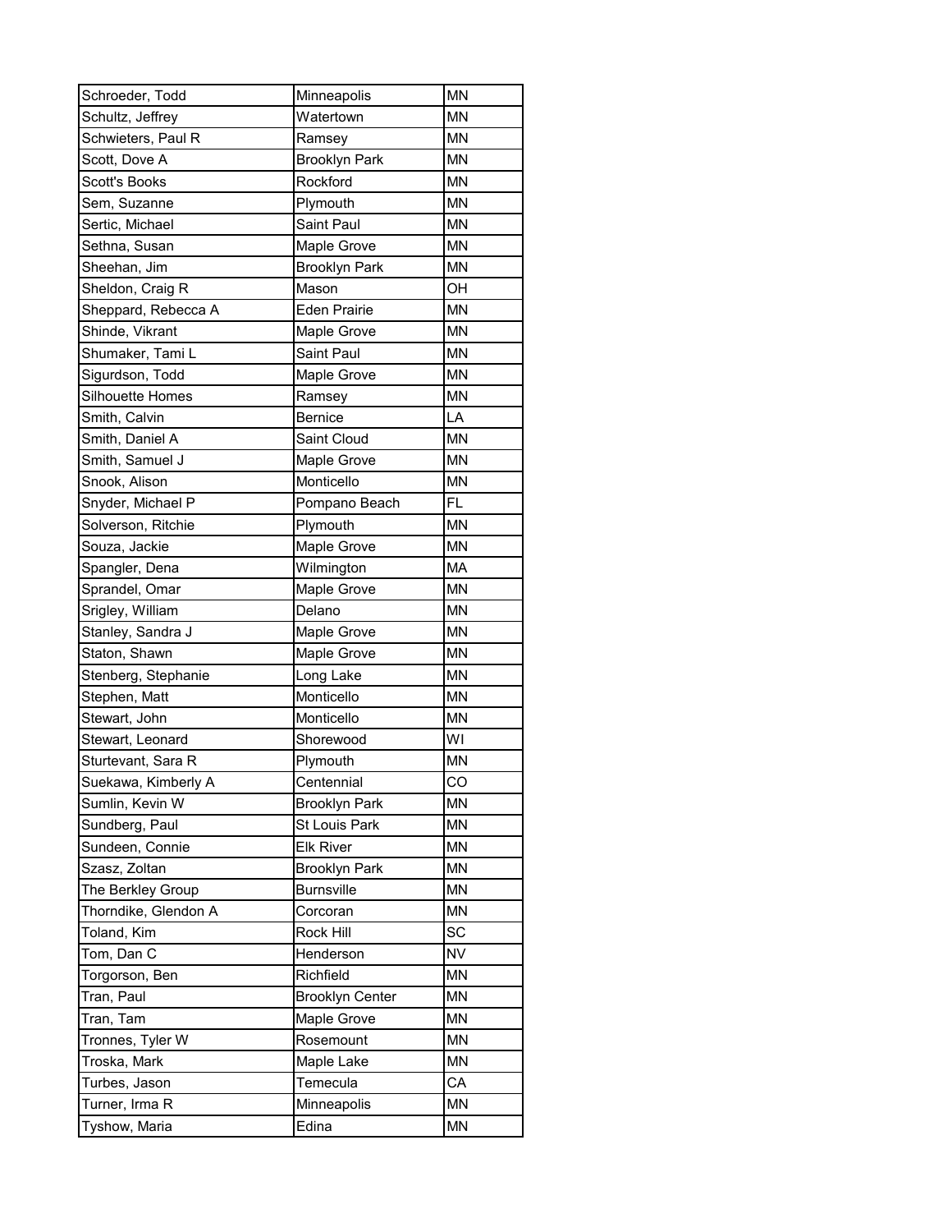| | | |
|---|---|---|
| Schroeder, Todd | Minneapolis | MN |
| Schultz, Jeffrey | Watertown | MN |
| Schwieters, Paul R | Ramsey | MN |
| Scott, Dove A | Brooklyn Park | MN |
| Scott's Books | Rockford | MN |
| Sem, Suzanne | Plymouth | MN |
| Sertic, Michael | Saint Paul | MN |
| Sethna, Susan | Maple Grove | MN |
| Sheehan, Jim | Brooklyn Park | MN |
| Sheldon, Craig R | Mason | OH |
| Sheppard, Rebecca A | Eden Prairie | MN |
| Shinde, Vikrant | Maple Grove | MN |
| Shumaker, Tami L | Saint Paul | MN |
| Sigurdson, Todd | Maple Grove | MN |
| Silhouette Homes | Ramsey | MN |
| Smith, Calvin | Bernice | LA |
| Smith, Daniel A | Saint Cloud | MN |
| Smith, Samuel J | Maple Grove | MN |
| Snook, Alison | Monticello | MN |
| Snyder, Michael P | Pompano Beach | FL |
| Solverson, Ritchie | Plymouth | MN |
| Souza, Jackie | Maple Grove | MN |
| Spangler, Dena | Wilmington | MA |
| Sprandel, Omar | Maple Grove | MN |
| Srigley, William | Delano | MN |
| Stanley, Sandra J | Maple Grove | MN |
| Staton, Shawn | Maple Grove | MN |
| Stenberg, Stephanie | Long Lake | MN |
| Stephen, Matt | Monticello | MN |
| Stewart, John | Monticello | MN |
| Stewart, Leonard | Shorewood | WI |
| Sturtevant, Sara R | Plymouth | MN |
| Suekawa, Kimberly A | Centennial | CO |
| Sumlin, Kevin W | Brooklyn Park | MN |
| Sundberg, Paul | St Louis Park | MN |
| Sundeen, Connie | Elk River | MN |
| Szasz, Zoltan | Brooklyn Park | MN |
| The Berkley Group | Burnsville | MN |
| Thorndike, Glendon A | Corcoran | MN |
| Toland, Kim | Rock Hill | SC |
| Tom, Dan C | Henderson | NV |
| Torgorson, Ben | Richfield | MN |
| Tran, Paul | Brooklyn Center | MN |
| Tran, Tam | Maple Grove | MN |
| Tronnes, Tyler W | Rosemount | MN |
| Troska, Mark | Maple Lake | MN |
| Turbes, Jason | Temecula | CA |
| Turner, Irma R | Minneapolis | MN |
| Tyshow, Maria | Edina | MN |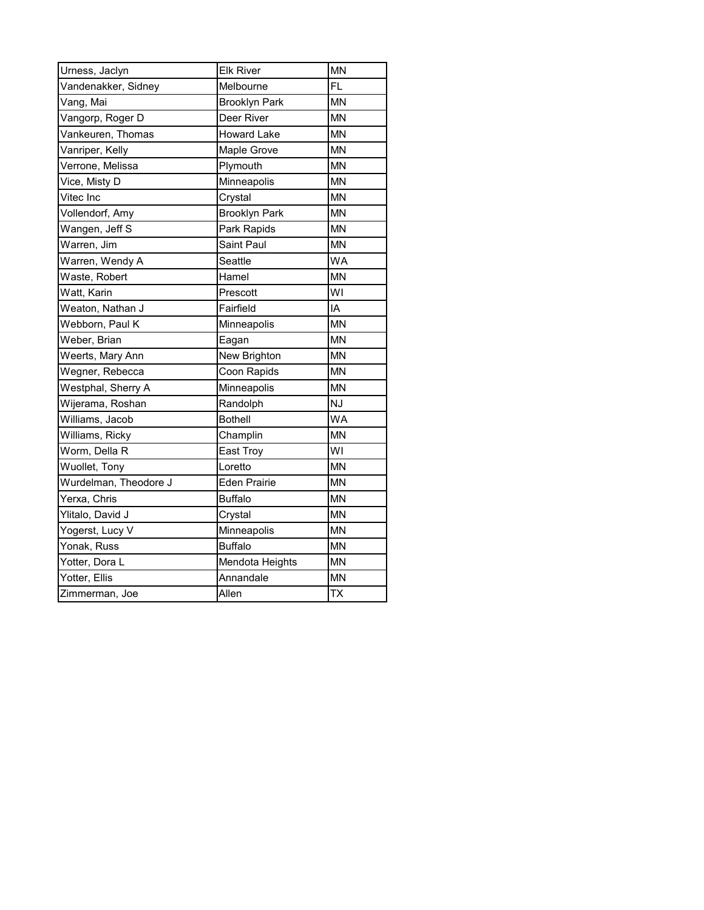| | | |
|---|---|---|
| Urness, Jaclyn | Elk River | MN |
| Vandenakker, Sidney | Melbourne | FL |
| Vang, Mai | Brooklyn Park | MN |
| Vangorp, Roger D | Deer River | MN |
| Vankeuren, Thomas | Howard Lake | MN |
| Vanriper, Kelly | Maple Grove | MN |
| Verrone, Melissa | Plymouth | MN |
| Vice, Misty D | Minneapolis | MN |
| Vitec Inc | Crystal | MN |
| Vollendorf, Amy | Brooklyn Park | MN |
| Wangen, Jeff S | Park Rapids | MN |
| Warren, Jim | Saint Paul | MN |
| Warren, Wendy A | Seattle | WA |
| Waste, Robert | Hamel | MN |
| Watt, Karin | Prescott | WI |
| Weaton, Nathan J | Fairfield | IA |
| Webborn, Paul K | Minneapolis | MN |
| Weber, Brian | Eagan | MN |
| Weerts, Mary Ann | New Brighton | MN |
| Wegner, Rebecca | Coon Rapids | MN |
| Westphal, Sherry A | Minneapolis | MN |
| Wijerama, Roshan | Randolph | NJ |
| Williams, Jacob | Bothell | WA |
| Williams, Ricky | Champlin | MN |
| Worm, Della R | East Troy | WI |
| Wuollet, Tony | Loretto | MN |
| Wurdelman, Theodore J | Eden Prairie | MN |
| Yerxa, Chris | Buffalo | MN |
| Ylitalo, David J | Crystal | MN |
| Yogerst, Lucy V | Minneapolis | MN |
| Yonak, Russ | Buffalo | MN |
| Yotter, Dora L | Mendota Heights | MN |
| Yotter, Ellis | Annandale | MN |
| Zimmerman, Joe | Allen | TX |